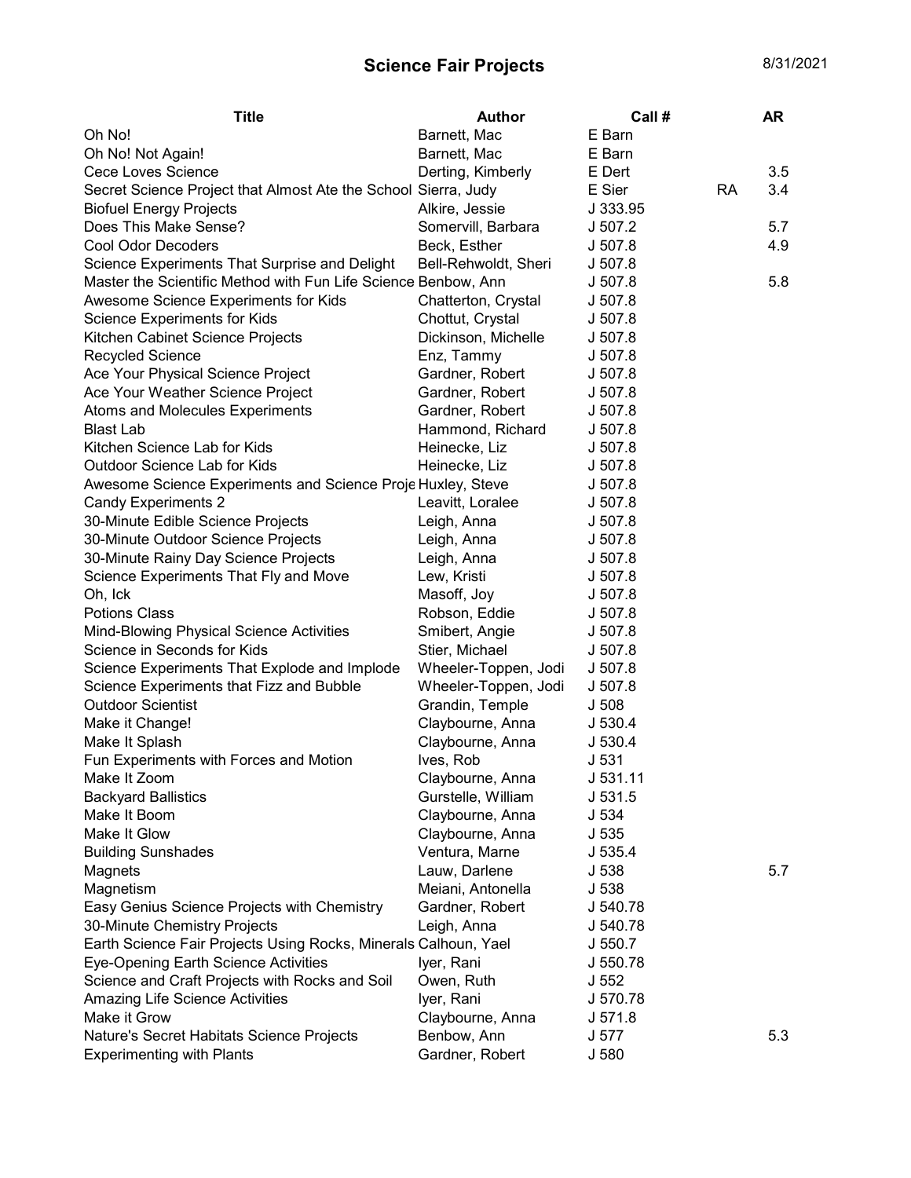# Science Fair Projects

8/31/2021

| Title | Author | Call # | | AR |
|---|---|---|---|---|
| Oh No! | Barnett, Mac | E Barn | | |
| Oh No! Not Again! | Barnett, Mac | E Barn | | |
| Cece Loves Science | Derting, Kimberly | E Dert | | 3.5 |
| Secret Science Project that Almost Ate the School | Sierra, Judy | E Sier | RA | 3.4 |
| Biofuel Energy Projects | Alkire, Jessie | J 333.95 | | |
| Does This Make Sense? | Somervill, Barbara | J 507.2 | | 5.7 |
| Cool Odor Decoders | Beck, Esther | J 507.8 | | 4.9 |
| Science Experiments That Surprise and Delight | Bell-Rehwoldt, Sheri | J 507.8 | | |
| Master the Scientific Method with Fun Life Science | Benbow, Ann | J 507.8 | | 5.8 |
| Awesome Science Experiments for Kids | Chatterton, Crystal | J 507.8 | | |
| Science Experiments for Kids | Chottut, Crystal | J 507.8 | | |
| Kitchen Cabinet Science Projects | Dickinson, Michelle | J 507.8 | | |
| Recycled Science | Enz, Tammy | J 507.8 | | |
| Ace Your Physical Science Project | Gardner, Robert | J 507.8 | | |
| Ace Your Weather Science Project | Gardner, Robert | J 507.8 | | |
| Atoms and Molecules Experiments | Gardner, Robert | J 507.8 | | |
| Blast Lab | Hammond, Richard | J 507.8 | | |
| Kitchen Science Lab for Kids | Heinecke, Liz | J 507.8 | | |
| Outdoor Science Lab for Kids | Heinecke, Liz | J 507.8 | | |
| Awesome Science Experiments and Science Proje | Huxley, Steve | J 507.8 | | |
| Candy Experiments 2 | Leavitt, Loralee | J 507.8 | | |
| 30-Minute Edible Science Projects | Leigh, Anna | J 507.8 | | |
| 30-Minute Outdoor Science Projects | Leigh, Anna | J 507.8 | | |
| 30-Minute Rainy Day Science Projects | Leigh, Anna | J 507.8 | | |
| Science Experiments That Fly and Move | Lew, Kristi | J 507.8 | | |
| Oh, Ick | Masoff, Joy | J 507.8 | | |
| Potions Class | Robson, Eddie | J 507.8 | | |
| Mind-Blowing Physical Science Activities | Smibert, Angie | J 507.8 | | |
| Science in Seconds for Kids | Stier, Michael | J 507.8 | | |
| Science Experiments That Explode and Implode | Wheeler-Toppen, Jodi | J 507.8 | | |
| Science Experiments that Fizz and Bubble | Wheeler-Toppen, Jodi | J 507.8 | | |
| Outdoor Scientist | Grandin, Temple | J 508 | | |
| Make it Change! | Claybourne, Anna | J 530.4 | | |
| Make It Splash | Claybourne, Anna | J 530.4 | | |
| Fun Experiments with Forces and Motion | Ives, Rob | J 531 | | |
| Make It Zoom | Claybourne, Anna | J 531.11 | | |
| Backyard Ballistics | Gurstelle, William | J 531.5 | | |
| Make It Boom | Claybourne, Anna | J 534 | | |
| Make It Glow | Claybourne, Anna | J 535 | | |
| Building Sunshades | Ventura, Marne | J 535.4 | | |
| Magnets | Lauw, Darlene | J 538 | | 5.7 |
| Magnetism | Meiani, Antonella | J 538 | | |
| Easy Genius Science Projects with Chemistry | Gardner, Robert | J 540.78 | | |
| 30-Minute Chemistry Projects | Leigh, Anna | J 540.78 | | |
| Earth Science Fair Projects Using Rocks, Minerals | Calhoun, Yael | J 550.7 | | |
| Eye-Opening Earth Science Activities | Iyer, Rani | J 550.78 | | |
| Science and Craft Projects with Rocks and Soil | Owen, Ruth | J 552 | | |
| Amazing Life Science Activities | Iyer, Rani | J 570.78 | | |
| Make it Grow | Claybourne, Anna | J 571.8 | | |
| Nature's Secret Habitats Science Projects | Benbow, Ann | J 577 | | 5.3 |
| Experimenting with Plants | Gardner, Robert | J 580 | | |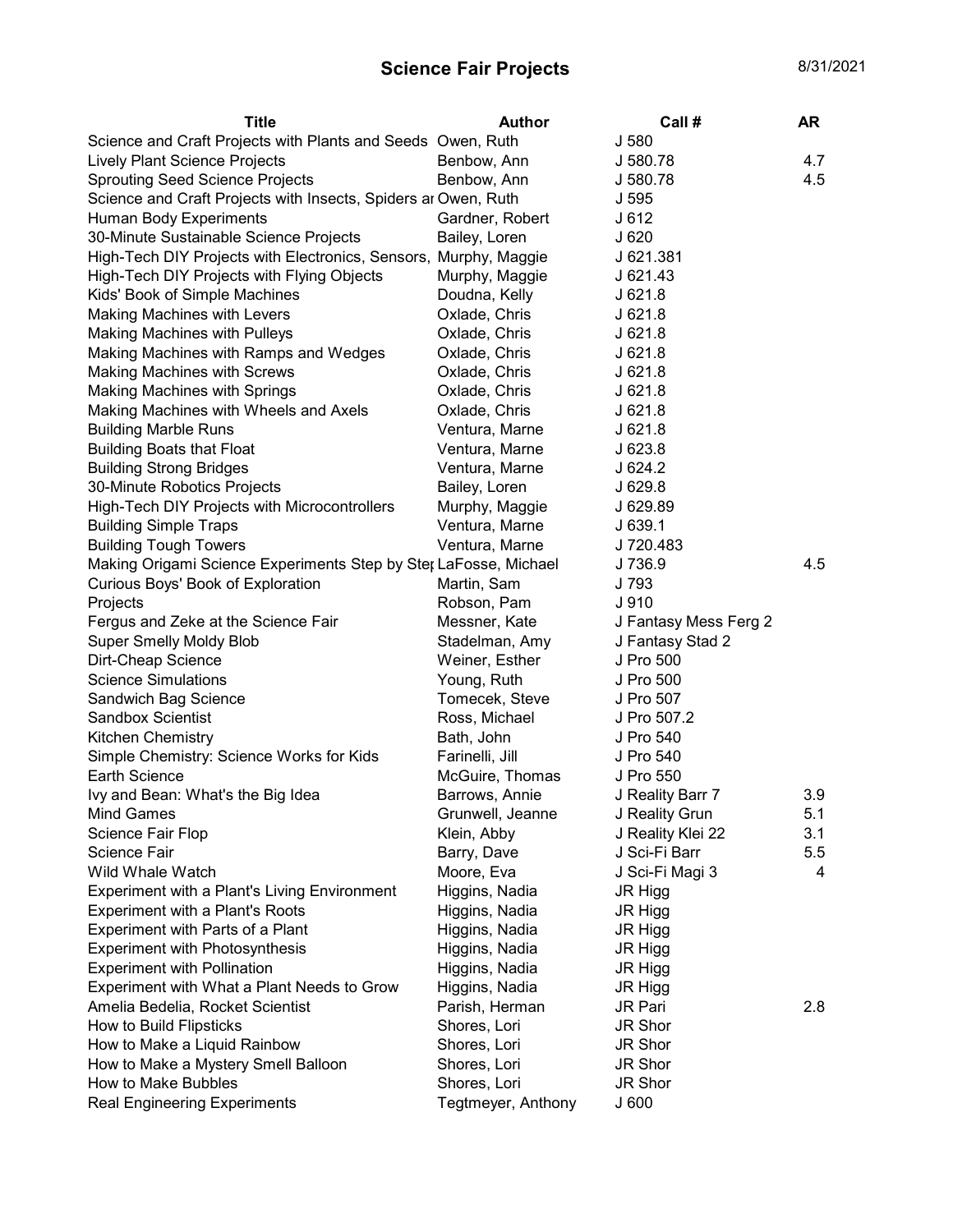## Science Fair Projects

8/31/2021

| Title | Author | Call # | AR |
|---|---|---|---|
| Science and Craft Projects with Plants and Seeds | Owen, Ruth | J 580 | |
| Lively Plant Science Projects | Benbow, Ann | J 580.78 | 4.7 |
| Sprouting Seed Science Projects | Benbow, Ann | J 580.78 | 4.5 |
| Science and Craft Projects with Insects, Spiders ar | Owen, Ruth | J 595 | |
| Human Body Experiments | Gardner, Robert | J 612 | |
| 30-Minute Sustainable Science Projects | Bailey, Loren | J 620 | |
| High-Tech DIY Projects with Electronics, Sensors, | Murphy, Maggie | J 621.381 | |
| High-Tech DIY Projects with Flying Objects | Murphy, Maggie | J 621.43 | |
| Kids' Book of Simple Machines | Doudna, Kelly | J 621.8 | |
| Making Machines with Levers | Oxlade, Chris | J 621.8 | |
| Making Machines with Pulleys | Oxlade, Chris | J 621.8 | |
| Making Machines with Ramps and Wedges | Oxlade, Chris | J 621.8 | |
| Making Machines with Screws | Oxlade, Chris | J 621.8 | |
| Making Machines with Springs | Oxlade, Chris | J 621.8 | |
| Making Machines with Wheels and Axels | Oxlade, Chris | J 621.8 | |
| Building Marble Runs | Ventura, Marne | J 621.8 | |
| Building Boats that Float | Ventura, Marne | J 623.8 | |
| Building Strong Bridges | Ventura, Marne | J 624.2 | |
| 30-Minute Robotics Projects | Bailey, Loren | J 629.8 | |
| High-Tech DIY Projects with Microcontrollers | Murphy, Maggie | J 629.89 | |
| Building Simple Traps | Ventura, Marne | J 639.1 | |
| Building Tough Towers | Ventura, Marne | J 720.483 | |
| Making Origami Science Experiments Step by Ste | LaFosse, Michael | J 736.9 | 4.5 |
| Curious Boys' Book of Exploration | Martin, Sam | J 793 | |
| Projects | Robson, Pam | J 910 | |
| Fergus and Zeke at the Science Fair | Messner, Kate | J Fantasy Mess Ferg 2 | |
| Super Smelly Moldy Blob | Stadelman, Amy | J Fantasy Stad 2 | |
| Dirt-Cheap Science | Weiner, Esther | J Pro 500 | |
| Science Simulations | Young, Ruth | J Pro 500 | |
| Sandwich Bag Science | Tomecek, Steve | J Pro 507 | |
| Sandbox Scientist | Ross, Michael | J Pro 507.2 | |
| Kitchen Chemistry | Bath, John | J Pro 540 | |
| Simple Chemistry: Science Works for Kids | Farinelli, Jill | J Pro 540 | |
| Earth Science | McGuire, Thomas | J Pro 550 | |
| Ivy and Bean: What's the Big Idea | Barrows, Annie | J Reality Barr 7 | 3.9 |
| Mind Games | Grunwell, Jeanne | J Reality Grun | 5.1 |
| Science Fair Flop | Klein, Abby | J Reality Klei 22 | 3.1 |
| Science Fair | Barry, Dave | J Sci-Fi Barr | 5.5 |
| Wild Whale Watch | Moore, Eva | J Sci-Fi Magi 3 | 4 |
| Experiment with a Plant's Living Environment | Higgins, Nadia | JR Higg | |
| Experiment with a Plant's Roots | Higgins, Nadia | JR Higg | |
| Experiment with Parts of a Plant | Higgins, Nadia | JR Higg | |
| Experiment with Photosynthesis | Higgins, Nadia | JR Higg | |
| Experiment with Pollination | Higgins, Nadia | JR Higg | |
| Experiment with What a Plant Needs to Grow | Higgins, Nadia | JR Higg | |
| Amelia Bedelia, Rocket Scientist | Parish, Herman | JR Pari | 2.8 |
| How to Build Flipsticks | Shores, Lori | JR Shor | |
| How to Make a Liquid Rainbow | Shores, Lori | JR Shor | |
| How to Make a Mystery Smell Balloon | Shores, Lori | JR Shor | |
| How to Make Bubbles | Shores, Lori | JR Shor | |
| Real Engineering Experiments | Tegtmeyer, Anthony | J 600 | |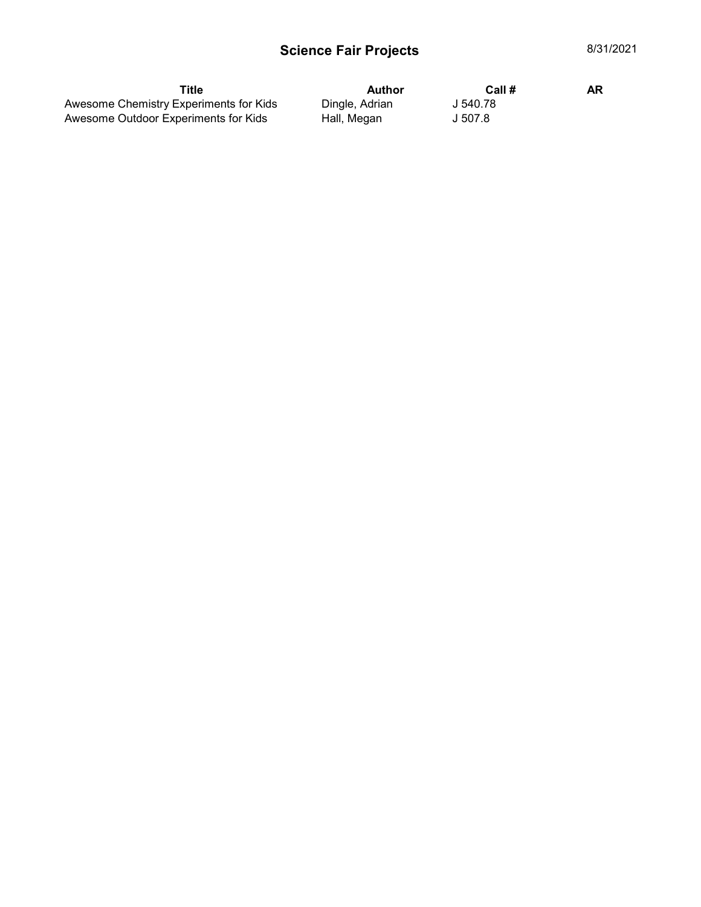# Science Fair Projects

8/31/2021

| Title | Author | Call # | AR |
|---|---|---|---|
| Awesome Chemistry Experiments for Kids | Dingle, Adrian | J 540.78 | |
| Awesome Outdoor Experiments for Kids | Hall, Megan | J 507.8 | |